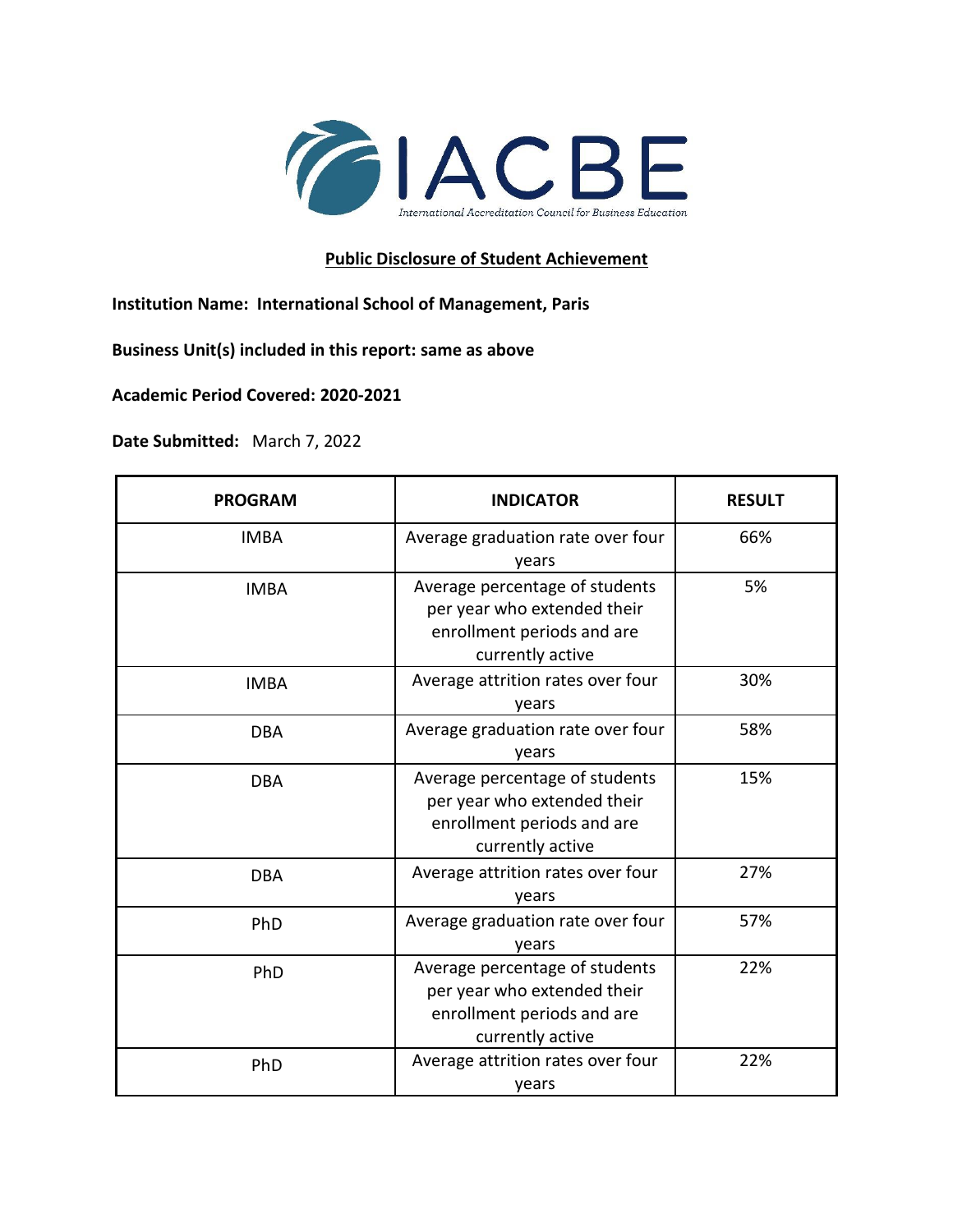IACBE

International Accreditation Council for Business Education

## Public Disclosure of Student Achievement

**Institution Name: International School of Management, Paris**

**Business Unit(s) included in this report: same as above**

**Academic Period Covered: 2020-2021**

**Date Submitted:** March 7, 2022

| PROGRAM | INDICATOR | RESULT |
|---|---|---|
| IMBA | Average graduation rate over four years | 66% |
| IMBA | Average percentage of students per year who extended their enrollment periods and are currently active | 5% |
| IMBA | Average attrition rates over four years | 30% |
| DBA | Average graduation rate over four years | 58% |
| DBA | Average percentage of students per year who extended their enrollment periods and are currently active | 15% |
| DBA | Average attrition rates over four years | 27% |
| PhD | Average graduation rate over four years | 57% |
| PhD | Average percentage of students per year who extended their enrollment periods and are currently active | 22% |
| PhD | Average attrition rates over four years | 22% |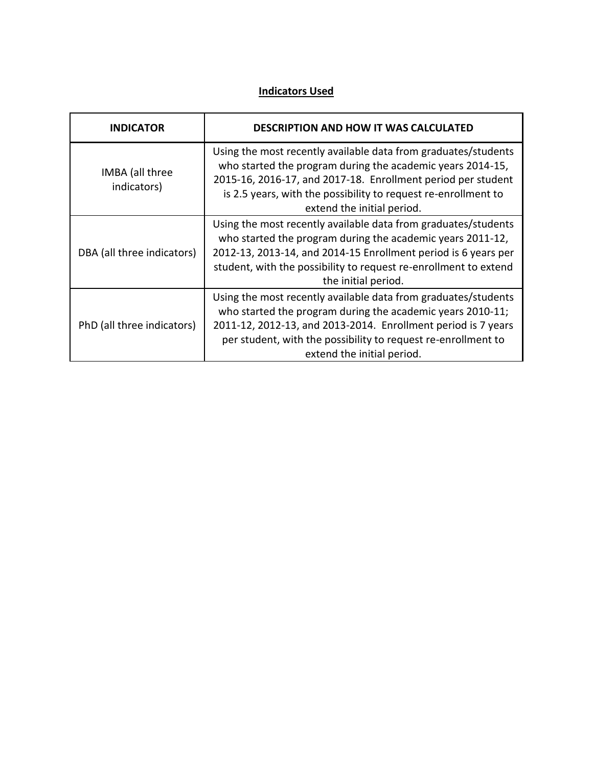**Indicators Used**

| INDICATOR | DESCRIPTION AND HOW IT WAS CALCULATED |
|---|---|
| IMBA (all three indicators) | Using the most recently available data from graduates/students who started the program during the academic years 2014-15, 2015-16, 2016-17, and 2017-18. Enrollment period per student is 2.5 years, with the possibility to request re-enrollment to extend the initial period. |
| DBA (all three indicators) | Using the most recently available data from graduates/students who started the program during the academic years 2011-12, 2012-13, 2013-14, and 2014-15 Enrollment period is 6 years per student, with the possibility to request re-enrollment to extend the initial period. |
| PhD (all three indicators) | Using the most recently available data from graduates/students who started the program during the academic years 2010-11; 2011-12, 2012-13, and 2013-2014. Enrollment period is 7 years per student, with the possibility to request re-enrollment to extend the initial period. |